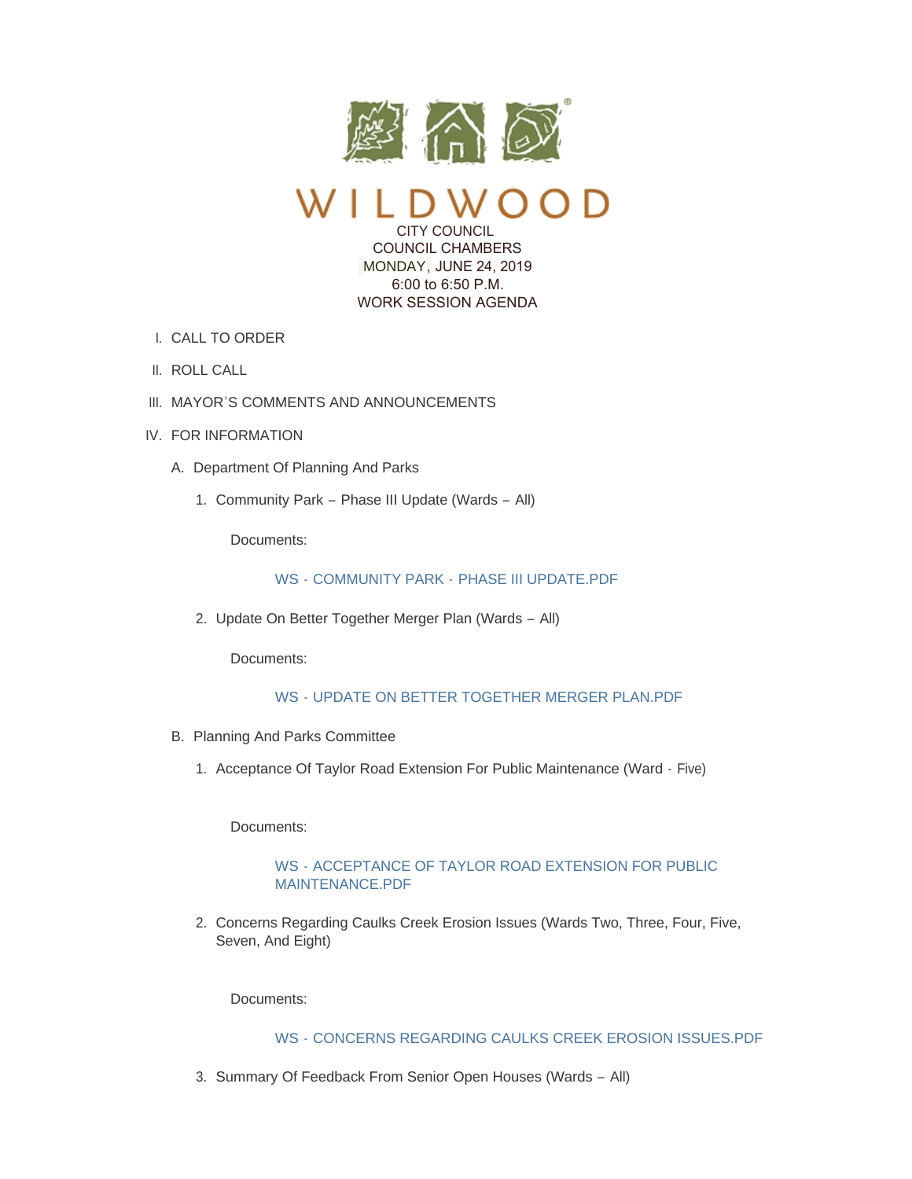# WILDWOOD

CITY COUNCIL
COUNCIL CHAMBERS
MONDAY, JUNE 24, 2019
6:00 to 6:50 P.M.
WORK SESSION AGENDA

I. CALL TO ORDER

II. ROLL CALL

III. MAYOR'S COMMENTS AND ANNOUNCEMENTS

IV. FOR INFORMATION

A. Department Of Planning And Parks

1. Community Park – Phase III Update (Wards – All)

Documents:

WS - COMMUNITY PARK - PHASE III UPDATE.PDF

2. Update On Better Together Merger Plan (Wards – All)

Documents:

WS - UPDATE ON BETTER TOGETHER MERGER PLAN.PDF

B. Planning And Parks Committee

1. Acceptance Of Taylor Road Extension For Public Maintenance (Ward - Five)

Documents:

WS - ACCEPTANCE OF TAYLOR ROAD EXTENSION FOR PUBLIC MAINTENANCE.PDF

2. Concerns Regarding Caulks Creek Erosion Issues (Wards Two, Three, Four, Five, Seven, And Eight)

Documents:

WS - CONCERNS REGARDING CAULKS CREEK EROSION ISSUES.PDF

3. Summary Of Feedback From Senior Open Houses (Wards – All)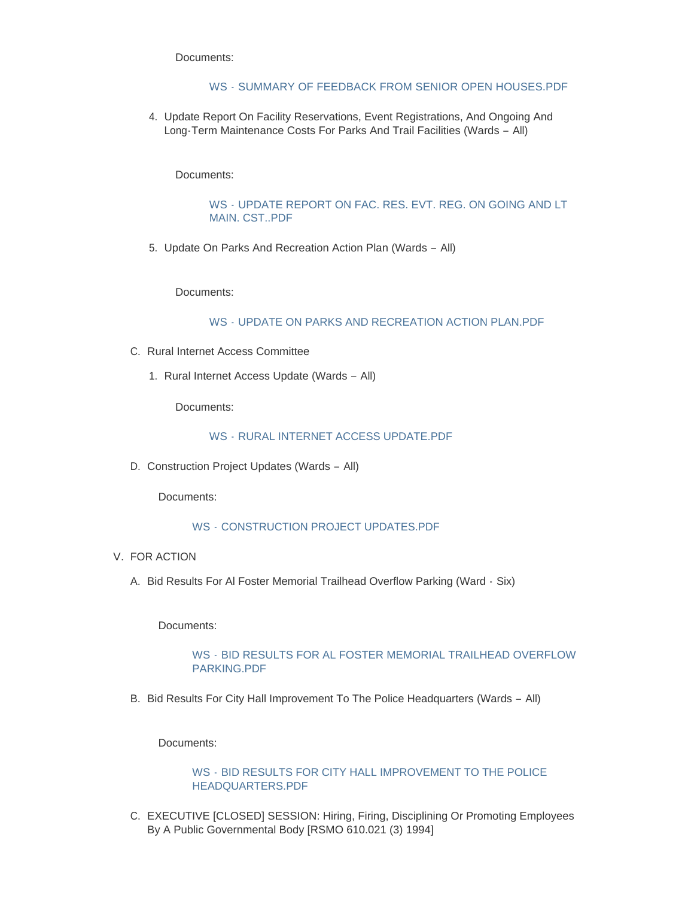Documents:

WS - SUMMARY OF FEEDBACK FROM SENIOR OPEN HOUSES.PDF

4. Update Report On Facility Reservations, Event Registrations, And Ongoing And Long-Term Maintenance Costs For Parks And Trail Facilities (Wards – All)

Documents:

WS - UPDATE REPORT ON FAC. RES. EVT. REG. ON GOING AND LT MAIN. CST..PDF

5. Update On Parks And Recreation Action Plan (Wards – All)

Documents:

WS - UPDATE ON PARKS AND RECREATION ACTION PLAN.PDF

C. Rural Internet Access Committee

1. Rural Internet Access Update (Wards – All)

Documents:

WS - RURAL INTERNET ACCESS UPDATE.PDF

D. Construction Project Updates (Wards – All)

Documents:

WS - CONSTRUCTION PROJECT UPDATES.PDF

V. FOR ACTION

A. Bid Results For Al Foster Memorial Trailhead Overflow Parking (Ward - Six)

Documents:

WS - BID RESULTS FOR AL FOSTER MEMORIAL TRAILHEAD OVERFLOW PARKING.PDF

B. Bid Results For City Hall Improvement To The Police Headquarters (Wards – All)

Documents:

WS - BID RESULTS FOR CITY HALL IMPROVEMENT TO THE POLICE HEADQUARTERS.PDF

C. EXECUTIVE [CLOSED] SESSION: Hiring, Firing, Disciplining Or Promoting Employees By A Public Governmental Body [RSMO 610.021 (3) 1994]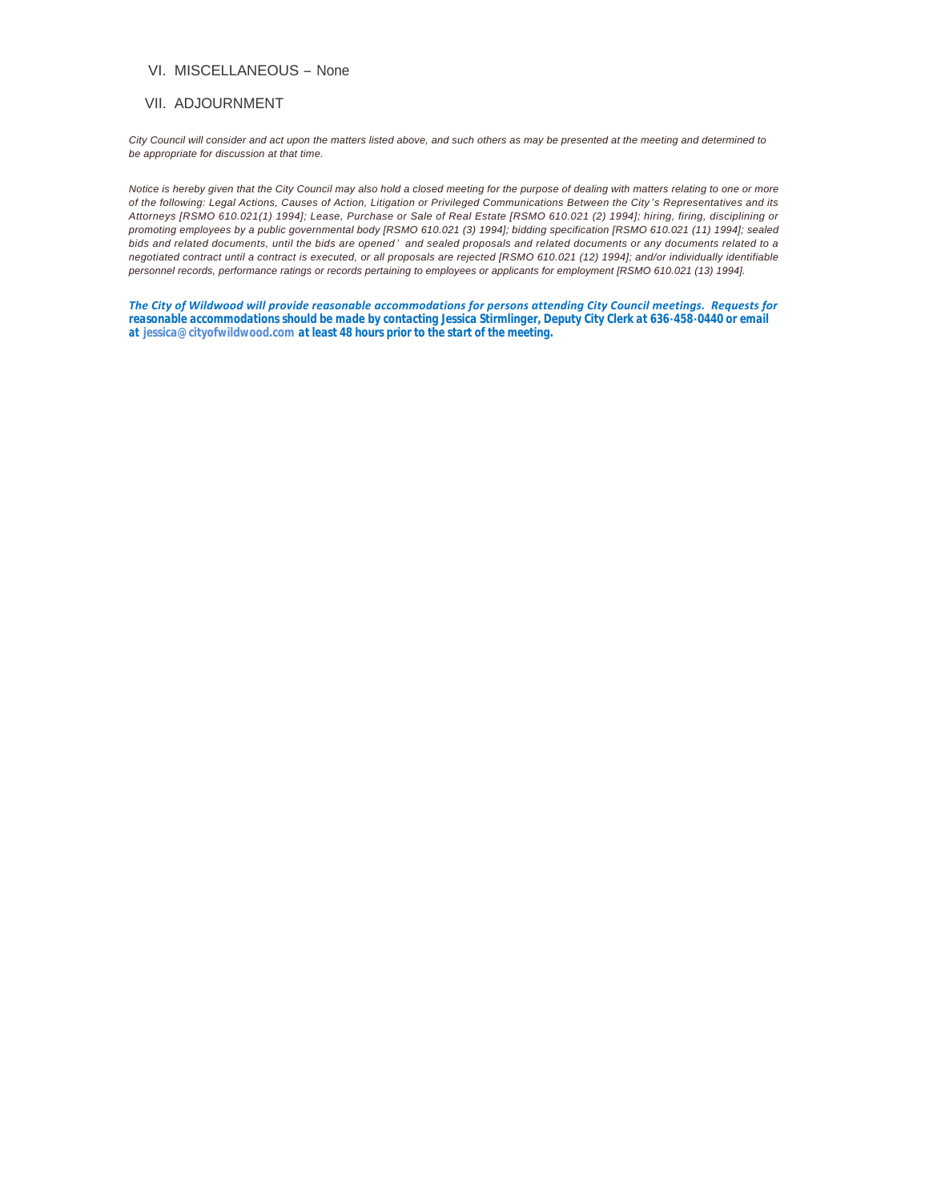VI. MISCELLANEOUS – None

VII. ADJOURNMENT

*City Council will consider and act upon the matters listed above, and such others as may be presented at the meeting and determined to be appropriate for discussion at that time.*

*Notice is hereby given that the City Council may also hold a closed meeting for the purpose of dealing with matters relating to one or more of the following: Legal Actions, Causes of Action, Litigation or Privileged Communications Between the City's Representatives and its Attorneys [RSMO 610.021(1) 1994]; Lease, Purchase or Sale of Real Estate [RSMO 610.021 (2) 1994]; hiring, firing, disciplining or promoting employees by a public governmental body [RSMO 610.021 (3) 1994]; bidding specification [RSMO 610.021 (11) 1994]; sealed bids and related documents, until the bids are opened' and sealed proposals and related documents or any documents related to a negotiated contract until a contract is executed, or all proposals are rejected [RSMO 610.021 (12) 1994]; and/or individually identifiable personnel records, performance ratings or records pertaining to employees or applicants for employment [RSMO 610.021 (13) 1994].*

***The City of Wildwood will provide reasonable accommodations for persons attending City Council meetings. Requests for*** **reasonable accommodations should be made by contacting Jessica Stirmlinger, Deputy City Clerk at 636-458-0440 or email at jessica@cityofwildwood.com at least 48 hours prior to the start of the meeting.**